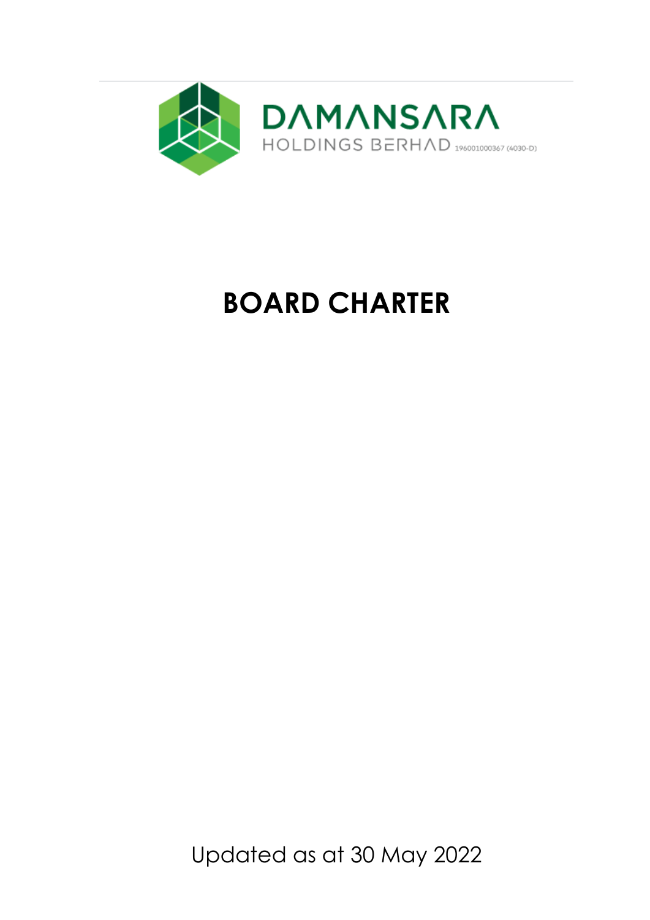DAMANSARA
HOLDINGS BERHAD 196001000367 (4030-D)

# BOARD CHARTER

Updated as at 30 May 2022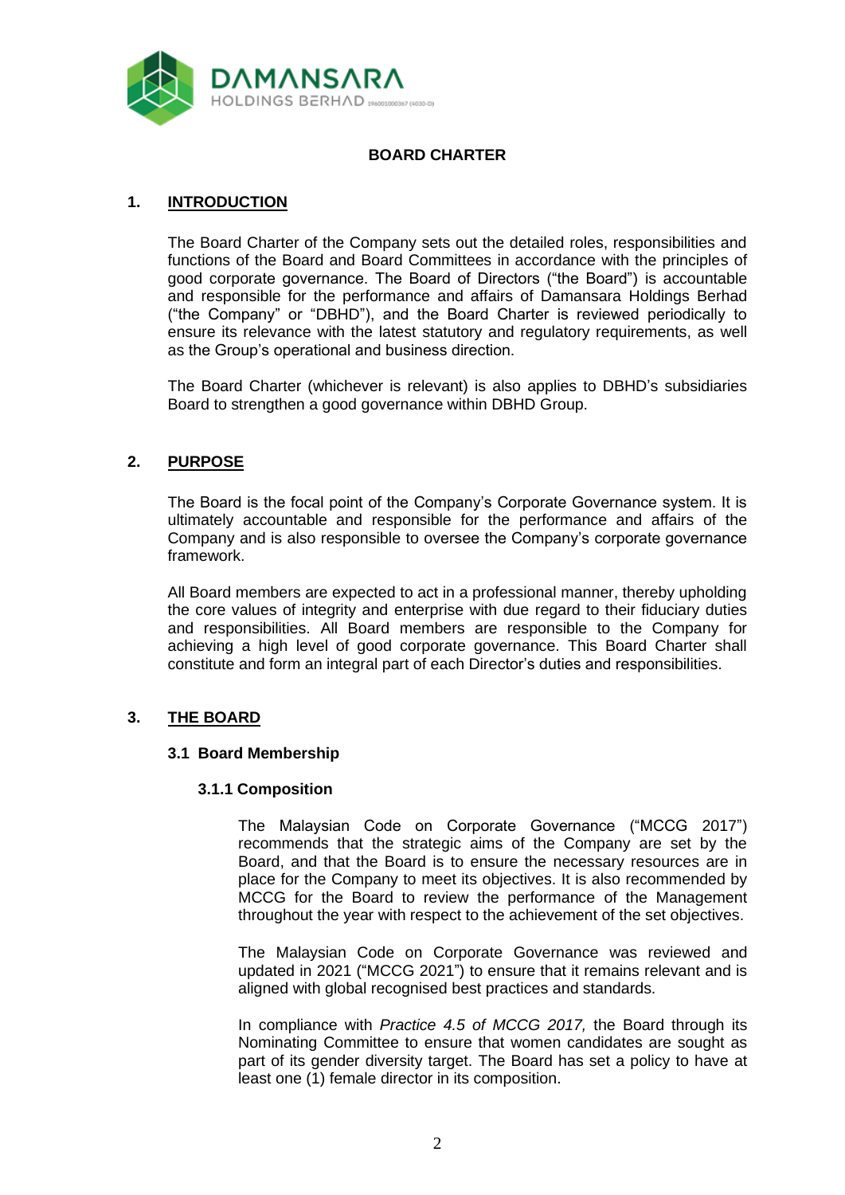**BOARD CHARTER**

## 1. INTRODUCTION

The Board Charter of the Company sets out the detailed roles, responsibilities and functions of the Board and Board Committees in accordance with the principles of good corporate governance. The Board of Directors ("the Board") is accountable and responsible for the performance and affairs of Damansara Holdings Berhad ("the Company" or "DBHD"), and the Board Charter is reviewed periodically to ensure its relevance with the latest statutory and regulatory requirements, as well as the Group's operational and business direction.

The Board Charter (whichever is relevant) is also applies to DBHD's subsidiaries Board to strengthen a good governance within DBHD Group.

## 2. PURPOSE

The Board is the focal point of the Company's Corporate Governance system. It is ultimately accountable and responsible for the performance and affairs of the Company and is also responsible to oversee the Company's corporate governance framework.

All Board members are expected to act in a professional manner, thereby upholding the core values of integrity and enterprise with due regard to their fiduciary duties and responsibilities. All Board members are responsible to the Company for achieving a high level of good corporate governance. This Board Charter shall constitute and form an integral part of each Director's duties and responsibilities.

## 3. THE BOARD

### 3.1 Board Membership

#### 3.1.1 Composition

The Malaysian Code on Corporate Governance ("MCCG 2017") recommends that the strategic aims of the Company are set by the Board, and that the Board is to ensure the necessary resources are in place for the Company to meet its objectives. It is also recommended by MCCG for the Board to review the performance of the Management throughout the year with respect to the achievement of the set objectives.

The Malaysian Code on Corporate Governance was reviewed and updated in 2021 ("MCCG 2021") to ensure that it remains relevant and is aligned with global recognised best practices and standards.

In compliance with *Practice 4.5 of MCCG 2017,* the Board through its Nominating Committee to ensure that women candidates are sought as part of its gender diversity target. The Board has set a policy to have at least one (1) female director in its composition.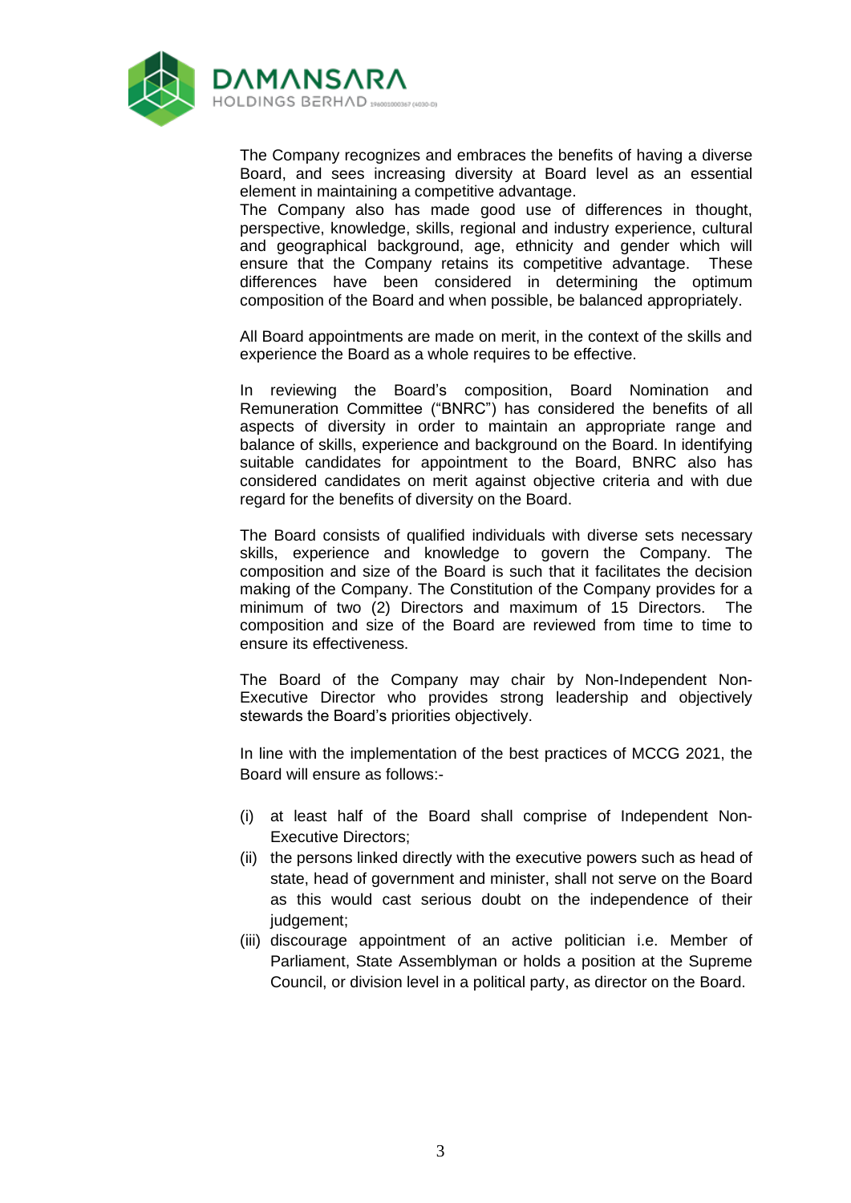The Company recognizes and embraces the benefits of having a diverse Board, and sees increasing diversity at Board level as an essential element in maintaining a competitive advantage.
The Company also has made good use of differences in thought, perspective, knowledge, skills, regional and industry experience, cultural and geographical background, age, ethnicity and gender which will ensure that the Company retains its competitive advantage. These differences have been considered in determining the optimum composition of the Board and when possible, be balanced appropriately.

All Board appointments are made on merit, in the context of the skills and experience the Board as a whole requires to be effective.

In reviewing the Board's composition, Board Nomination and Remuneration Committee ("BNRC") has considered the benefits of all aspects of diversity in order to maintain an appropriate range and balance of skills, experience and background on the Board. In identifying suitable candidates for appointment to the Board, BNRC also has considered candidates on merit against objective criteria and with due regard for the benefits of diversity on the Board.

The Board consists of qualified individuals with diverse sets necessary skills, experience and knowledge to govern the Company. The composition and size of the Board is such that it facilitates the decision making of the Company. The Constitution of the Company provides for a minimum of two (2) Directors and maximum of 15 Directors. The composition and size of the Board are reviewed from time to time to ensure its effectiveness.

The Board of the Company may chair by Non-Independent Non-Executive Director who provides strong leadership and objectively stewards the Board's priorities objectively.

In line with the implementation of the best practices of MCCG 2021, the Board will ensure as follows:-

(i) at least half of the Board shall comprise of Independent Non-Executive Directors;
(ii) the persons linked directly with the executive powers such as head of state, head of government and minister, shall not serve on the Board as this would cast serious doubt on the independence of their judgement;
(iii) discourage appointment of an active politician i.e. Member of Parliament, State Assemblyman or holds a position at the Supreme Council, or division level in a political party, as director on the Board.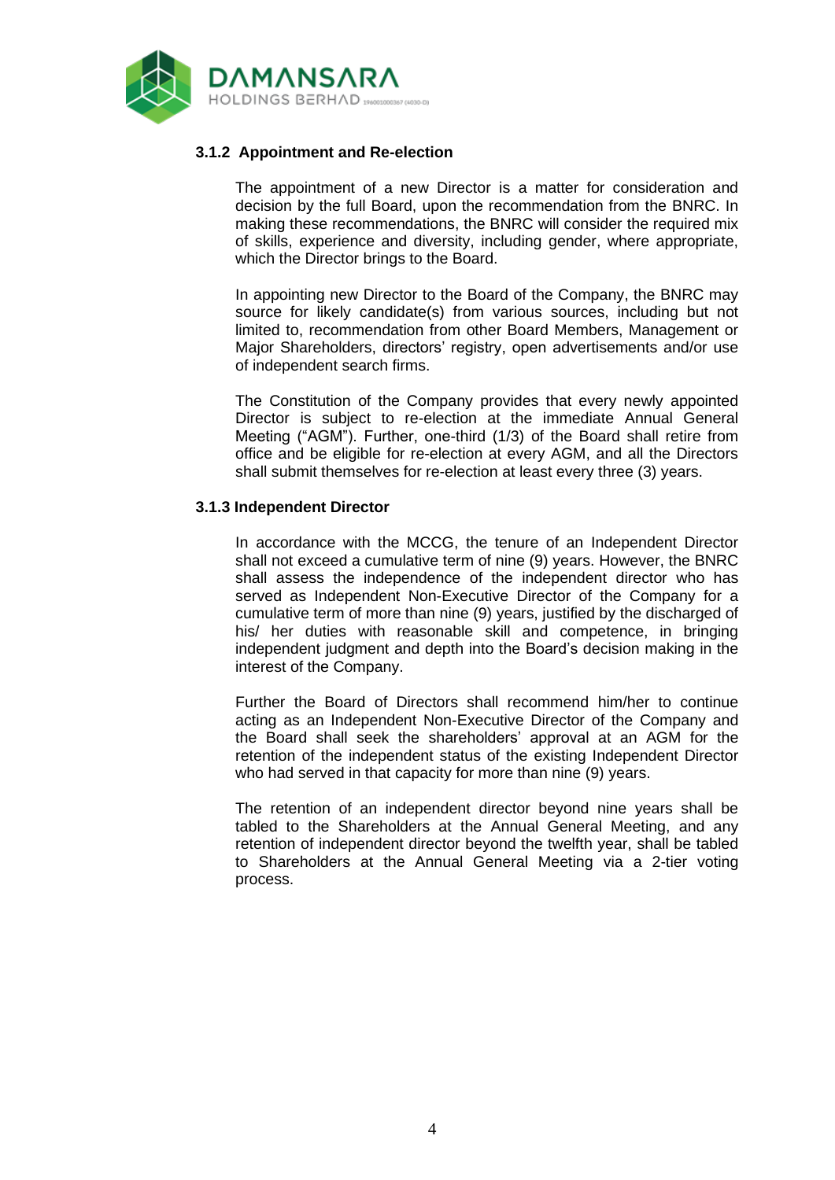### 3.1.2 Appointment and Re-election

The appointment of a new Director is a matter for consideration and decision by the full Board, upon the recommendation from the BNRC. In making these recommendations, the BNRC will consider the required mix of skills, experience and diversity, including gender, where appropriate, which the Director brings to the Board.

In appointing new Director to the Board of the Company, the BNRC may source for likely candidate(s) from various sources, including but not limited to, recommendation from other Board Members, Management or Major Shareholders, directors' registry, open advertisements and/or use of independent search firms.

The Constitution of the Company provides that every newly appointed Director is subject to re-election at the immediate Annual General Meeting ("AGM"). Further, one-third (1/3) of the Board shall retire from office and be eligible for re-election at every AGM, and all the Directors shall submit themselves for re-election at least every three (3) years.

### 3.1.3 Independent Director

In accordance with the MCCG, the tenure of an Independent Director shall not exceed a cumulative term of nine (9) years. However, the BNRC shall assess the independence of the independent director who has served as Independent Non-Executive Director of the Company for a cumulative term of more than nine (9) years, justified by the discharged of his/ her duties with reasonable skill and competence, in bringing independent judgment and depth into the Board's decision making in the interest of the Company.

Further the Board of Directors shall recommend him/her to continue acting as an Independent Non-Executive Director of the Company and the Board shall seek the shareholders' approval at an AGM for the retention of the independent status of the existing Independent Director who had served in that capacity for more than nine (9) years.

The retention of an independent director beyond nine years shall be tabled to the Shareholders at the Annual General Meeting, and any retention of independent director beyond the twelfth year, shall be tabled to Shareholders at the Annual General Meeting via a 2-tier voting process.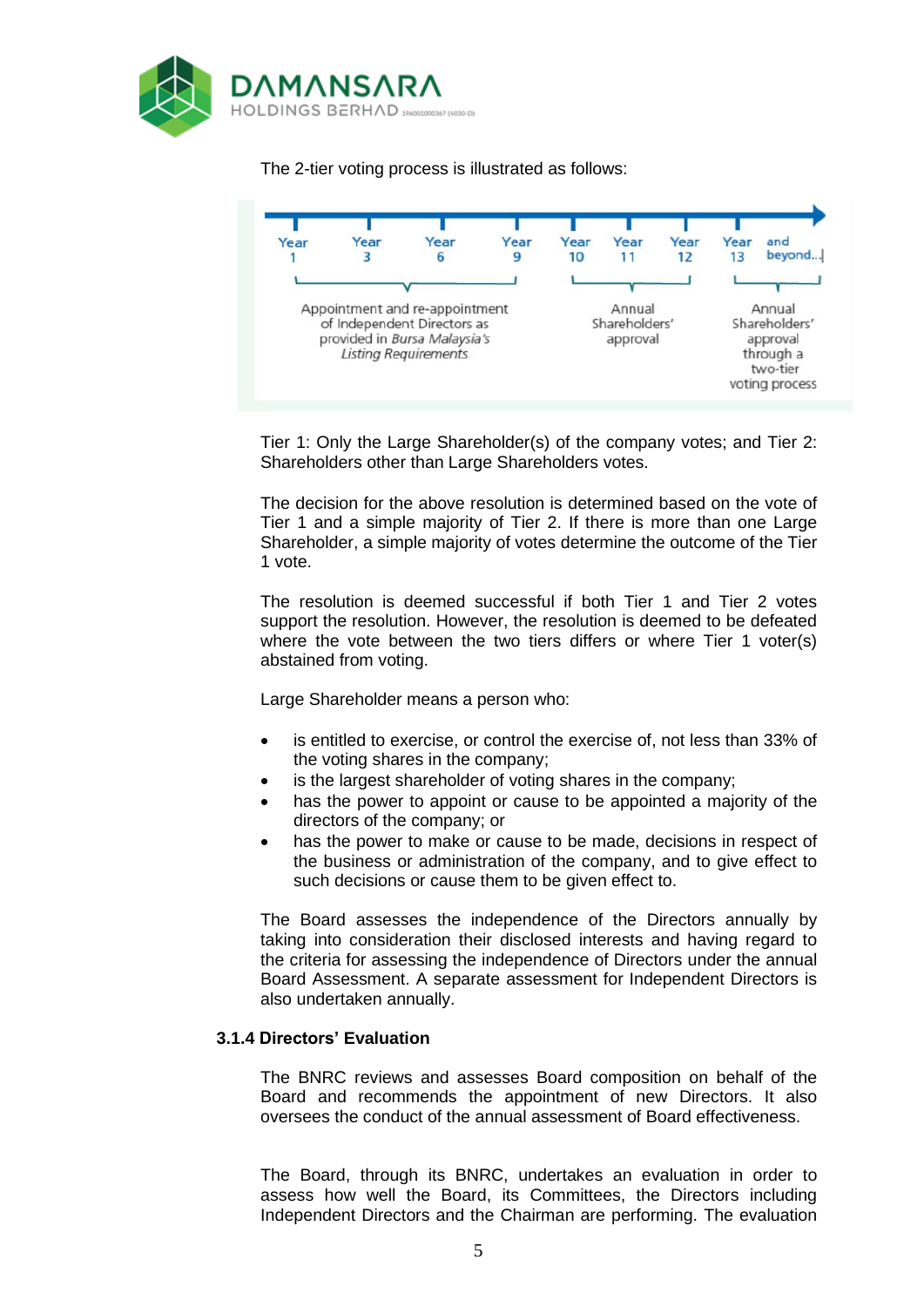The 2-tier voting process is illustrated as follows:

| Year 1 | Year 3 | Year 6 | Year 9 | Year 10 | Year 11 | Year 12 | Year 13 | and beyond... |
|---|---|---|---|---|---|---|---|---|
| Appointment and re-appointment of Independent Directors as provided in *Bursa Malaysia's Listing Requirements* | | | | Annual Shareholders' approval | | | Annual Shareholders' approval through a two-tier voting process | |

Tier 1: Only the Large Shareholder(s) of the company votes; and Tier 2: Shareholders other than Large Shareholders votes.

The decision for the above resolution is determined based on the vote of Tier 1 and a simple majority of Tier 2. If there is more than one Large Shareholder, a simple majority of votes determine the outcome of the Tier 1 vote.

The resolution is deemed successful if both Tier 1 and Tier 2 votes support the resolution. However, the resolution is deemed to be defeated where the vote between the two tiers differs or where Tier 1 voter(s) abstained from voting.

Large Shareholder means a person who:

- is entitled to exercise, or control the exercise of, not less than 33% of the voting shares in the company;
- is the largest shareholder of voting shares in the company;
- has the power to appoint or cause to be appointed a majority of the directors of the company; or
- has the power to make or cause to be made, decisions in respect of the business or administration of the company, and to give effect to such decisions or cause them to be given effect to.

The Board assesses the independence of the Directors annually by taking into consideration their disclosed interests and having regard to the criteria for assessing the independence of Directors under the annual Board Assessment. A separate assessment for Independent Directors is also undertaken annually.

### 3.1.4 Directors' Evaluation

The BNRC reviews and assesses Board composition on behalf of the Board and recommends the appointment of new Directors. It also oversees the conduct of the annual assessment of Board effectiveness.

The Board, through its BNRC, undertakes an evaluation in order to assess how well the Board, its Committees, the Directors including Independent Directors and the Chairman are performing. The evaluation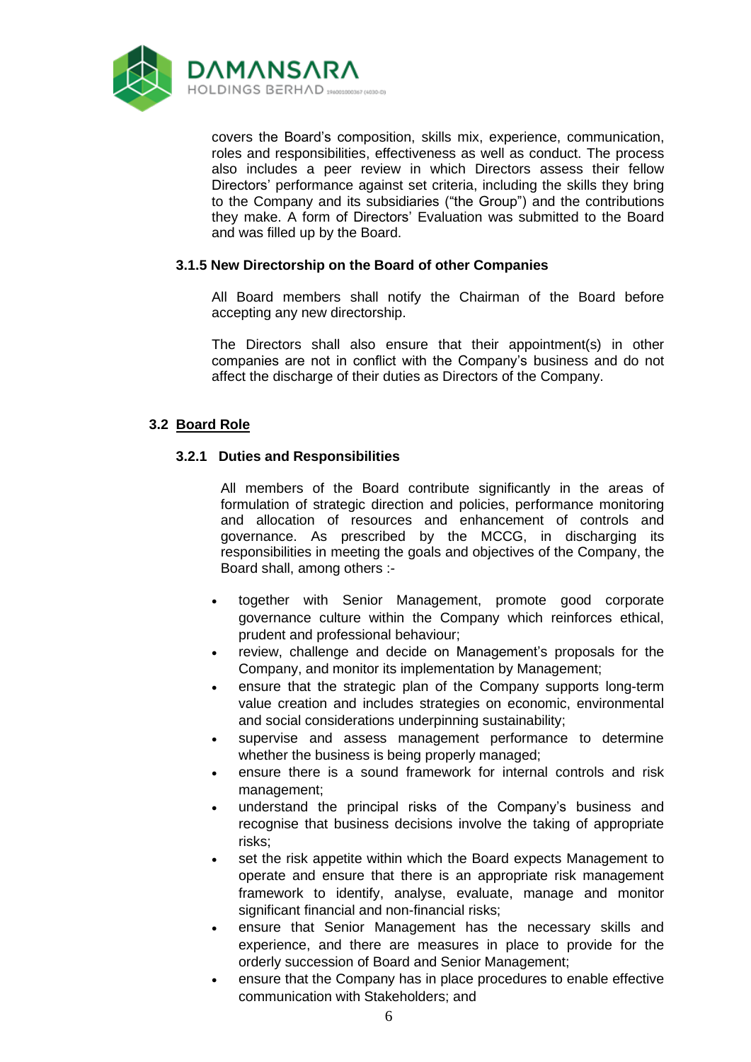covers the Board's composition, skills mix, experience, communication, roles and responsibilities, effectiveness as well as conduct. The process also includes a peer review in which Directors assess their fellow Directors' performance against set criteria, including the skills they bring to the Company and its subsidiaries ("the Group") and the contributions they make. A form of Directors' Evaluation was submitted to the Board and was filled up by the Board.

#### 3.1.5 New Directorship on the Board of other Companies

All Board members shall notify the Chairman of the Board before accepting any new directorship.

The Directors shall also ensure that their appointment(s) in other companies are not in conflict with the Company's business and do not affect the discharge of their duties as Directors of the Company.

### 3.2 Board Role

#### 3.2.1 Duties and Responsibilities

All members of the Board contribute significantly in the areas of formulation of strategic direction and policies, performance monitoring and allocation of resources and enhancement of controls and governance. As prescribed by the MCCG, in discharging its responsibilities in meeting the goals and objectives of the Company, the Board shall, among others :-

- together with Senior Management, promote good corporate governance culture within the Company which reinforces ethical, prudent and professional behaviour;
- review, challenge and decide on Management's proposals for the Company, and monitor its implementation by Management;
- ensure that the strategic plan of the Company supports long-term value creation and includes strategies on economic, environmental and social considerations underpinning sustainability;
- supervise and assess management performance to determine whether the business is being properly managed;
- ensure there is a sound framework for internal controls and risk management;
- understand the principal risks of the Company's business and recognise that business decisions involve the taking of appropriate risks;
- set the risk appetite within which the Board expects Management to operate and ensure that there is an appropriate risk management framework to identify, analyse, evaluate, manage and monitor significant financial and non-financial risks;
- ensure that Senior Management has the necessary skills and experience, and there are measures in place to provide for the orderly succession of Board and Senior Management;
- ensure that the Company has in place procedures to enable effective communication with Stakeholders; and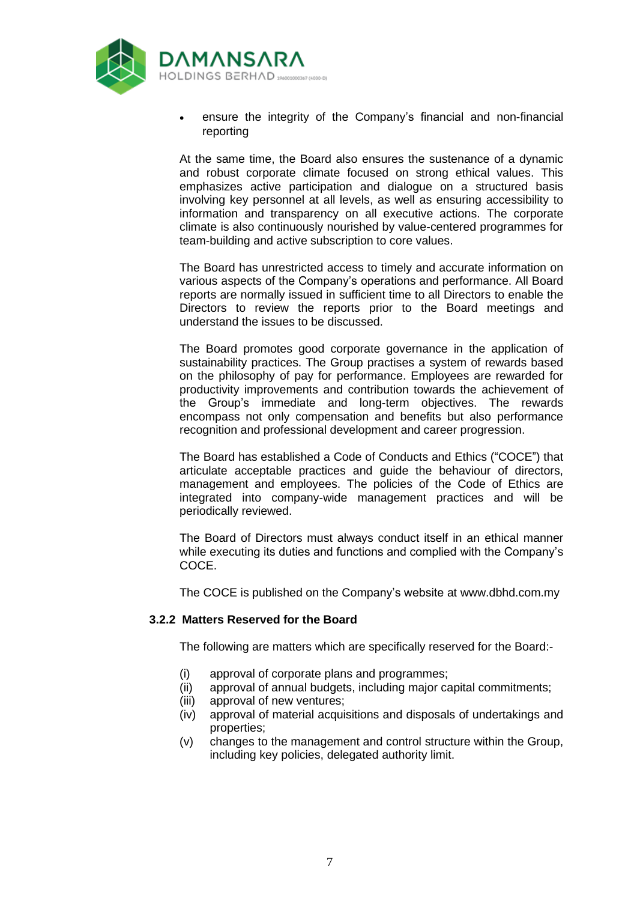- ensure the integrity of the Company's financial and non-financial reporting

At the same time, the Board also ensures the sustenance of a dynamic and robust corporate climate focused on strong ethical values. This emphasizes active participation and dialogue on a structured basis involving key personnel at all levels, as well as ensuring accessibility to information and transparency on all executive actions. The corporate climate is also continuously nourished by value-centered programmes for team-building and active subscription to core values.

The Board has unrestricted access to timely and accurate information on various aspects of the Company's operations and performance. All Board reports are normally issued in sufficient time to all Directors to enable the Directors to review the reports prior to the Board meetings and understand the issues to be discussed.

The Board promotes good corporate governance in the application of sustainability practices. The Group practises a system of rewards based on the philosophy of pay for performance. Employees are rewarded for productivity improvements and contribution towards the achievement of the Group's immediate and long-term objectives. The rewards encompass not only compensation and benefits but also performance recognition and professional development and career progression.

The Board has established a Code of Conducts and Ethics ("COCE") that articulate acceptable practices and guide the behaviour of directors, management and employees. The policies of the Code of Ethics are integrated into company-wide management practices and will be periodically reviewed.

The Board of Directors must always conduct itself in an ethical manner while executing its duties and functions and complied with the Company's COCE.

The COCE is published on the Company's website at www.dbhd.com.my

### 3.2.2 Matters Reserved for the Board

The following are matters which are specifically reserved for the Board:-

(i) approval of corporate plans and programmes;
(ii) approval of annual budgets, including major capital commitments;
(iii) approval of new ventures;
(iv) approval of material acquisitions and disposals of undertakings and properties;
(v) changes to the management and control structure within the Group, including key policies, delegated authority limit.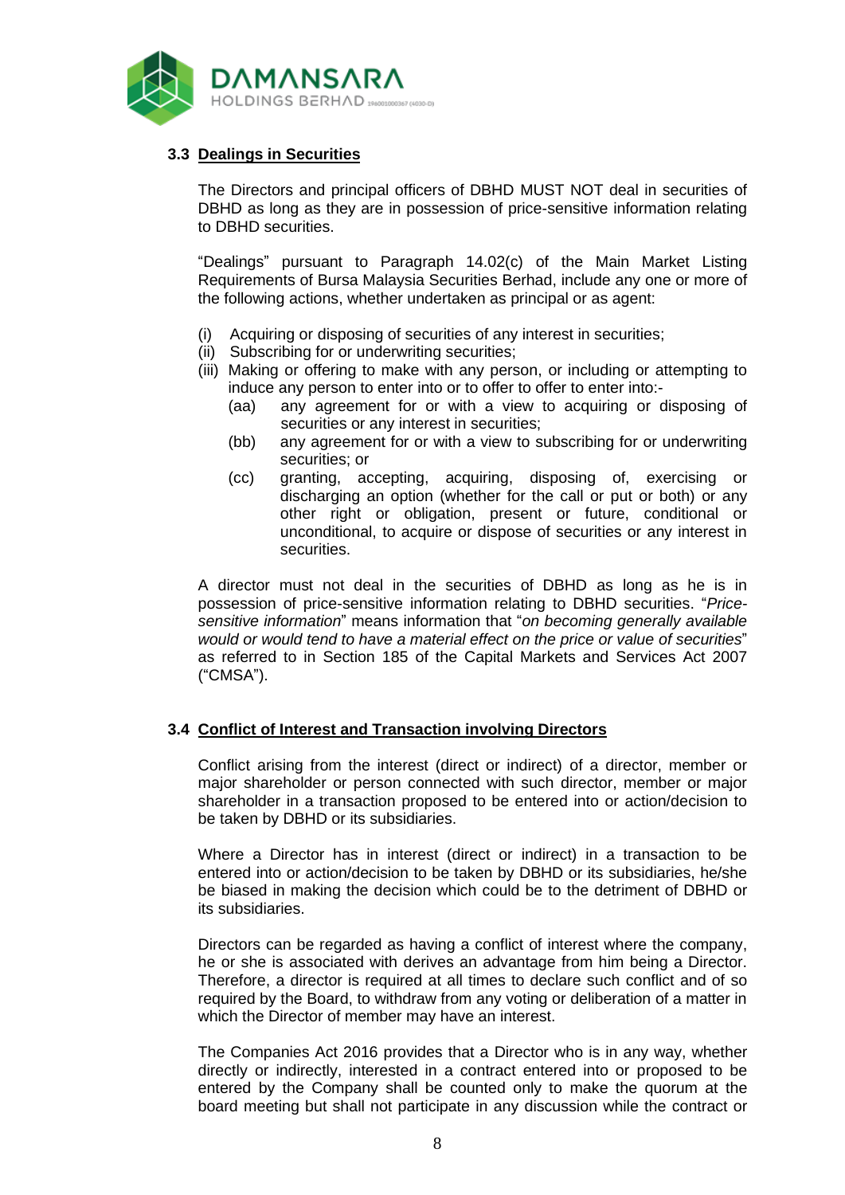### 3.3 <u>Dealings in Securities</u>

The Directors and principal officers of DBHD MUST NOT deal in securities of DBHD as long as they are in possession of price-sensitive information relating to DBHD securities.

"Dealings" pursuant to Paragraph 14.02(c) of the Main Market Listing Requirements of Bursa Malaysia Securities Berhad, include any one or more of the following actions, whether undertaken as principal or as agent:

(i) Acquiring or disposing of securities of any interest in securities;
(ii) Subscribing for or underwriting securities;
(iii) Making or offering to make with any person, or including or attempting to induce any person to enter into or to offer to offer to enter into:-
  (aa) any agreement for or with a view to acquiring or disposing of securities or any interest in securities;
  (bb) any agreement for or with a view to subscribing for or underwriting securities; or
  (cc) granting, accepting, acquiring, disposing of, exercising or discharging an option (whether for the call or put or both) or any other right or obligation, present or future, conditional or unconditional, to acquire or dispose of securities or any interest in securities.

A director must not deal in the securities of DBHD as long as he is in possession of price-sensitive information relating to DBHD securities. "*Price-sensitive information*" means information that "*on becoming generally available would or would tend to have a material effect on the price or value of securities*" as referred to in Section 185 of the Capital Markets and Services Act 2007 ("CMSA").

### 3.4 <u>Conflict of Interest and Transaction involving Directors</u>

Conflict arising from the interest (direct or indirect) of a director, member or major shareholder or person connected with such director, member or major shareholder in a transaction proposed to be entered into or action/decision to be taken by DBHD or its subsidiaries.

Where a Director has in interest (direct or indirect) in a transaction to be entered into or action/decision to be taken by DBHD or its subsidiaries, he/she be biased in making the decision which could be to the detriment of DBHD or its subsidiaries.

Directors can be regarded as having a conflict of interest where the company, he or she is associated with derives an advantage from him being a Director. Therefore, a director is required at all times to declare such conflict and of so required by the Board, to withdraw from any voting or deliberation of a matter in which the Director of member may have an interest.

The Companies Act 2016 provides that a Director who is in any way, whether directly or indirectly, interested in a contract entered into or proposed to be entered by the Company shall be counted only to make the quorum at the board meeting but shall not participate in any discussion while the contract or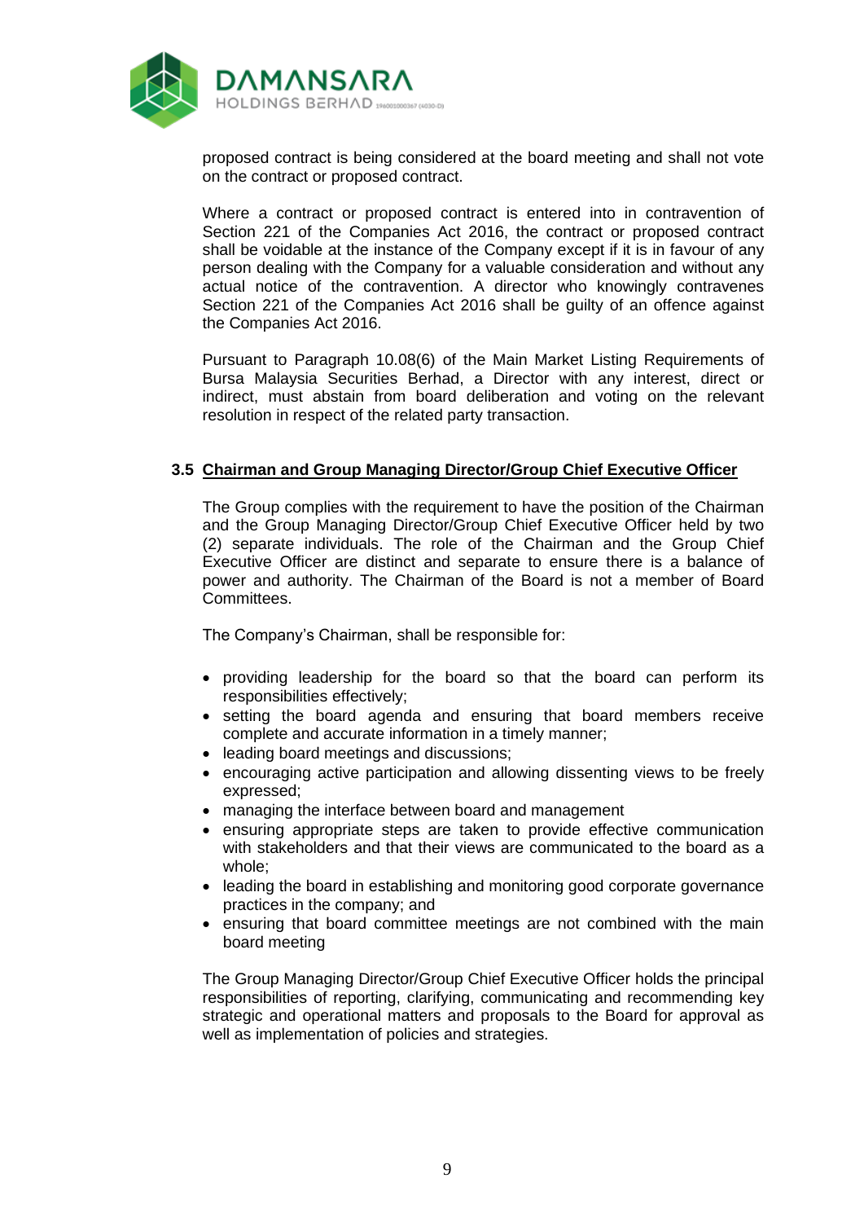proposed contract is being considered at the board meeting and shall not vote on the contract or proposed contract.

Where a contract or proposed contract is entered into in contravention of Section 221 of the Companies Act 2016, the contract or proposed contract shall be voidable at the instance of the Company except if it is in favour of any person dealing with the Company for a valuable consideration and without any actual notice of the contravention. A director who knowingly contravenes Section 221 of the Companies Act 2016 shall be guilty of an offence against the Companies Act 2016.

Pursuant to Paragraph 10.08(6) of the Main Market Listing Requirements of Bursa Malaysia Securities Berhad, a Director with any interest, direct or indirect, must abstain from board deliberation and voting on the relevant resolution in respect of the related party transaction.

### 3.5 Chairman and Group Managing Director/Group Chief Executive Officer

The Group complies with the requirement to have the position of the Chairman and the Group Managing Director/Group Chief Executive Officer held by two (2) separate individuals. The role of the Chairman and the Group Chief Executive Officer are distinct and separate to ensure there is a balance of power and authority. The Chairman of the Board is not a member of Board Committees.

The Company's Chairman, shall be responsible for:

- providing leadership for the board so that the board can perform its responsibilities effectively;
- setting the board agenda and ensuring that board members receive complete and accurate information in a timely manner;
- leading board meetings and discussions;
- encouraging active participation and allowing dissenting views to be freely expressed;
- managing the interface between board and management
- ensuring appropriate steps are taken to provide effective communication with stakeholders and that their views are communicated to the board as a whole;
- leading the board in establishing and monitoring good corporate governance practices in the company; and
- ensuring that board committee meetings are not combined with the main board meeting

The Group Managing Director/Group Chief Executive Officer holds the principal responsibilities of reporting, clarifying, communicating and recommending key strategic and operational matters and proposals to the Board for approval as well as implementation of policies and strategies.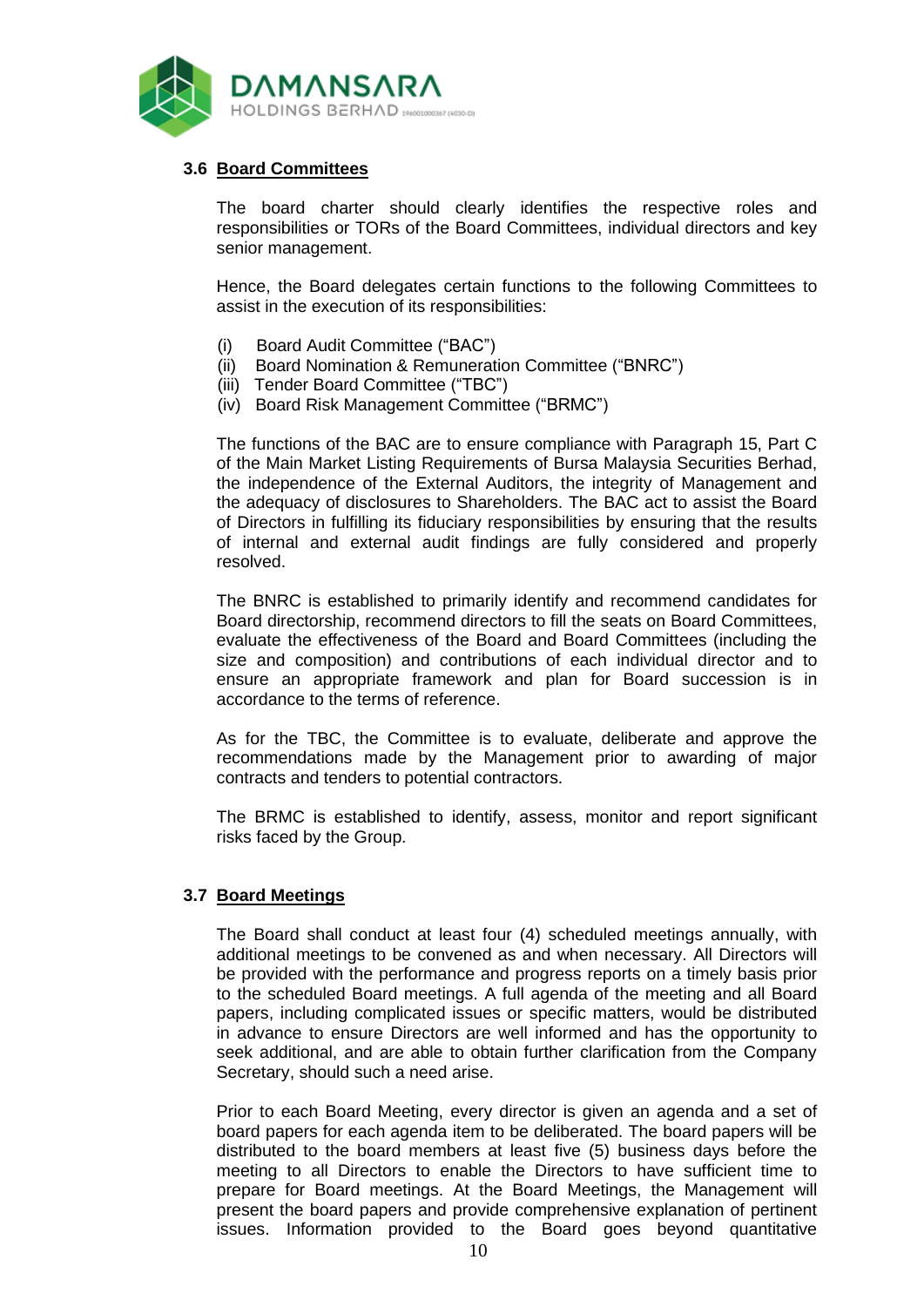### 3.6 Board Committees

The board charter should clearly identifies the respective roles and responsibilities or TORs of the Board Committees, individual directors and key senior management.

Hence, the Board delegates certain functions to the following Committees to assist in the execution of its responsibilities:

(i) Board Audit Committee ("BAC")
(ii) Board Nomination & Remuneration Committee ("BNRC")
(iii) Tender Board Committee ("TBC")
(iv) Board Risk Management Committee ("BRMC")

The functions of the BAC are to ensure compliance with Paragraph 15, Part C of the Main Market Listing Requirements of Bursa Malaysia Securities Berhad, the independence of the External Auditors, the integrity of Management and the adequacy of disclosures to Shareholders. The BAC act to assist the Board of Directors in fulfilling its fiduciary responsibilities by ensuring that the results of internal and external audit findings are fully considered and properly resolved.

The BNRC is established to primarily identify and recommend candidates for Board directorship, recommend directors to fill the seats on Board Committees, evaluate the effectiveness of the Board and Board Committees (including the size and composition) and contributions of each individual director and to ensure an appropriate framework and plan for Board succession is in accordance to the terms of reference.

As for the TBC, the Committee is to evaluate, deliberate and approve the recommendations made by the Management prior to awarding of major contracts and tenders to potential contractors.

The BRMC is established to identify, assess, monitor and report significant risks faced by the Group.

### 3.7 Board Meetings

The Board shall conduct at least four (4) scheduled meetings annually, with additional meetings to be convened as and when necessary. All Directors will be provided with the performance and progress reports on a timely basis prior to the scheduled Board meetings. A full agenda of the meeting and all Board papers, including complicated issues or specific matters, would be distributed in advance to ensure Directors are well informed and has the opportunity to seek additional, and are able to obtain further clarification from the Company Secretary, should such a need arise.

Prior to each Board Meeting, every director is given an agenda and a set of board papers for each agenda item to be deliberated. The board papers will be distributed to the board members at least five (5) business days before the meeting to all Directors to enable the Directors to have sufficient time to prepare for Board meetings. At the Board Meetings, the Management will present the board papers and provide comprehensive explanation of pertinent issues. Information provided to the Board goes beyond quantitative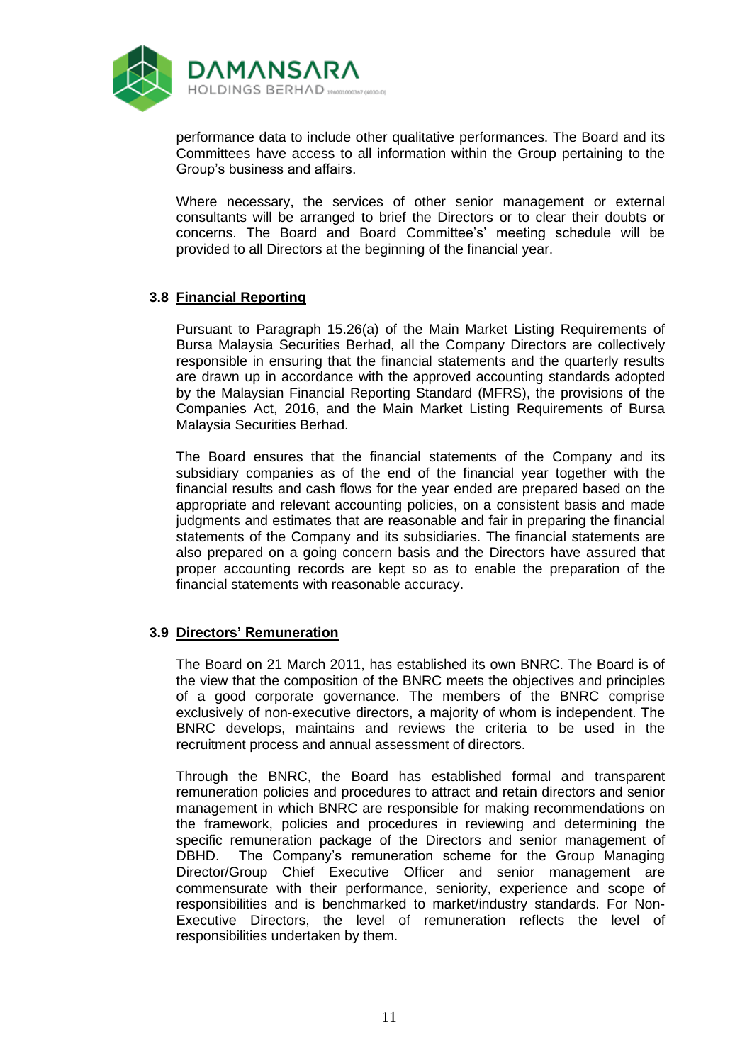performance data to include other qualitative performances. The Board and its Committees have access to all information within the Group pertaining to the Group's business and affairs.

Where necessary, the services of other senior management or external consultants will be arranged to brief the Directors or to clear their doubts or concerns. The Board and Board Committee's' meeting schedule will be provided to all Directors at the beginning of the financial year.

### 3.8 Financial Reporting

Pursuant to Paragraph 15.26(a) of the Main Market Listing Requirements of Bursa Malaysia Securities Berhad, all the Company Directors are collectively responsible in ensuring that the financial statements and the quarterly results are drawn up in accordance with the approved accounting standards adopted by the Malaysian Financial Reporting Standard (MFRS), the provisions of the Companies Act, 2016, and the Main Market Listing Requirements of Bursa Malaysia Securities Berhad.

The Board ensures that the financial statements of the Company and its subsidiary companies as of the end of the financial year together with the financial results and cash flows for the year ended are prepared based on the appropriate and relevant accounting policies, on a consistent basis and made judgments and estimates that are reasonable and fair in preparing the financial statements of the Company and its subsidiaries. The financial statements are also prepared on a going concern basis and the Directors have assured that proper accounting records are kept so as to enable the preparation of the financial statements with reasonable accuracy.

### 3.9 Directors' Remuneration

The Board on 21 March 2011, has established its own BNRC. The Board is of the view that the composition of the BNRC meets the objectives and principles of a good corporate governance. The members of the BNRC comprise exclusively of non-executive directors, a majority of whom is independent. The BNRC develops, maintains and reviews the criteria to be used in the recruitment process and annual assessment of directors.

Through the BNRC, the Board has established formal and transparent remuneration policies and procedures to attract and retain directors and senior management in which BNRC are responsible for making recommendations on the framework, policies and procedures in reviewing and determining the specific remuneration package of the Directors and senior management of DBHD. The Company's remuneration scheme for the Group Managing Director/Group Chief Executive Officer and senior management are commensurate with their performance, seniority, experience and scope of responsibilities and is benchmarked to market/industry standards. For Non-Executive Directors, the level of remuneration reflects the level of responsibilities undertaken by them.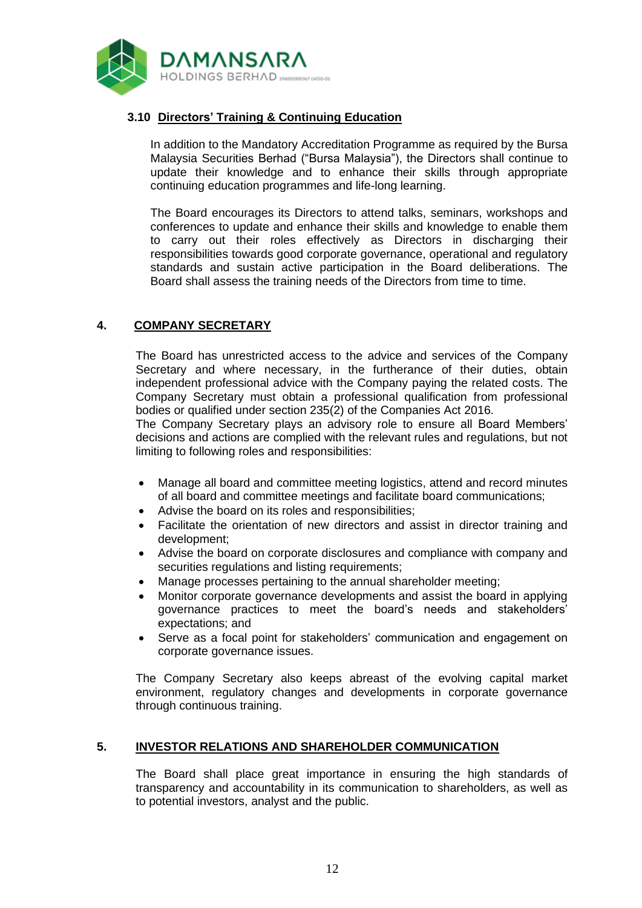### 3.10 Directors' Training & Continuing Education

In addition to the Mandatory Accreditation Programme as required by the Bursa Malaysia Securities Berhad ("Bursa Malaysia"), the Directors shall continue to update their knowledge and to enhance their skills through appropriate continuing education programmes and life-long learning.

The Board encourages its Directors to attend talks, seminars, workshops and conferences to update and enhance their skills and knowledge to enable them to carry out their roles effectively as Directors in discharging their responsibilities towards good corporate governance, operational and regulatory standards and sustain active participation in the Board deliberations. The Board shall assess the training needs of the Directors from time to time.

## 4. COMPANY SECRETARY

The Board has unrestricted access to the advice and services of the Company Secretary and where necessary, in the furtherance of their duties, obtain independent professional advice with the Company paying the related costs. The Company Secretary must obtain a professional qualification from professional bodies or qualified under section 235(2) of the Companies Act 2016.
The Company Secretary plays an advisory role to ensure all Board Members' decisions and actions are complied with the relevant rules and regulations, but not limiting to following roles and responsibilities:

- Manage all board and committee meeting logistics, attend and record minutes of all board and committee meetings and facilitate board communications;
- Advise the board on its roles and responsibilities;
- Facilitate the orientation of new directors and assist in director training and development;
- Advise the board on corporate disclosures and compliance with company and securities regulations and listing requirements;
- Manage processes pertaining to the annual shareholder meeting;
- Monitor corporate governance developments and assist the board in applying governance practices to meet the board's needs and stakeholders' expectations; and
- Serve as a focal point for stakeholders' communication and engagement on corporate governance issues.

The Company Secretary also keeps abreast of the evolving capital market environment, regulatory changes and developments in corporate governance through continuous training.

## 5. INVESTOR RELATIONS AND SHAREHOLDER COMMUNICATION

The Board shall place great importance in ensuring the high standards of transparency and accountability in its communication to shareholders, as well as to potential investors, analyst and the public.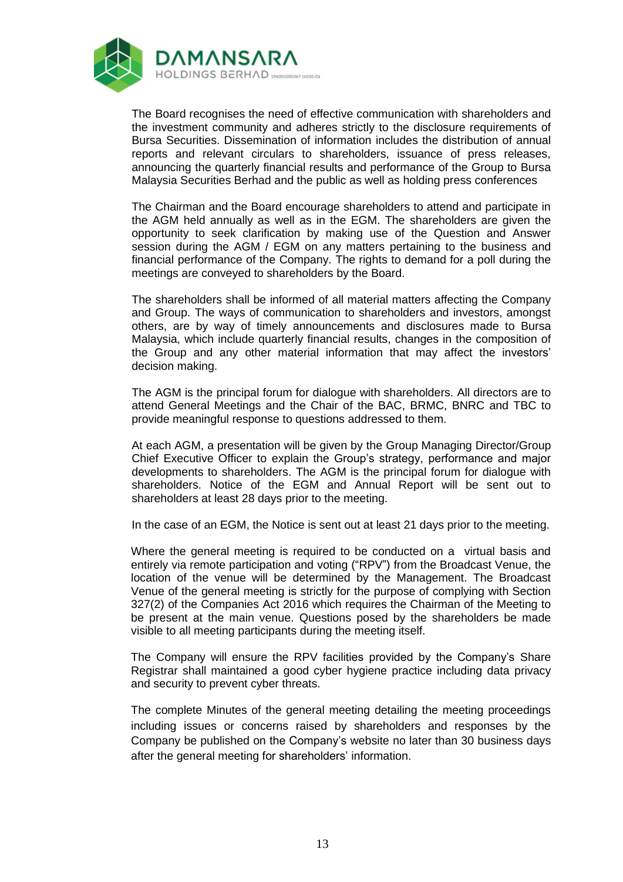The Board recognises the need of effective communication with shareholders and the investment community and adheres strictly to the disclosure requirements of Bursa Securities. Dissemination of information includes the distribution of annual reports and relevant circulars to shareholders, issuance of press releases, announcing the quarterly financial results and performance of the Group to Bursa Malaysia Securities Berhad and the public as well as holding press conferences

The Chairman and the Board encourage shareholders to attend and participate in the AGM held annually as well as in the EGM. The shareholders are given the opportunity to seek clarification by making use of the Question and Answer session during the AGM / EGM on any matters pertaining to the business and financial performance of the Company. The rights to demand for a poll during the meetings are conveyed to shareholders by the Board.

The shareholders shall be informed of all material matters affecting the Company and Group. The ways of communication to shareholders and investors, amongst others, are by way of timely announcements and disclosures made to Bursa Malaysia, which include quarterly financial results, changes in the composition of the Group and any other material information that may affect the investors' decision making.

The AGM is the principal forum for dialogue with shareholders. All directors are to attend General Meetings and the Chair of the BAC, BRMC, BNRC and TBC to provide meaningful response to questions addressed to them.

At each AGM, a presentation will be given by the Group Managing Director/Group Chief Executive Officer to explain the Group's strategy, performance and major developments to shareholders. The AGM is the principal forum for dialogue with shareholders. Notice of the EGM and Annual Report will be sent out to shareholders at least 28 days prior to the meeting.

In the case of an EGM, the Notice is sent out at least 21 days prior to the meeting.

Where the general meeting is required to be conducted on a virtual basis and entirely via remote participation and voting ("RPV") from the Broadcast Venue, the location of the venue will be determined by the Management. The Broadcast Venue of the general meeting is strictly for the purpose of complying with Section 327(2) of the Companies Act 2016 which requires the Chairman of the Meeting to be present at the main venue. Questions posed by the shareholders be made visible to all meeting participants during the meeting itself.

The Company will ensure the RPV facilities provided by the Company's Share Registrar shall maintained a good cyber hygiene practice including data privacy and security to prevent cyber threats.

The complete Minutes of the general meeting detailing the meeting proceedings including issues or concerns raised by shareholders and responses by the Company be published on the Company's website no later than 30 business days after the general meeting for shareholders' information.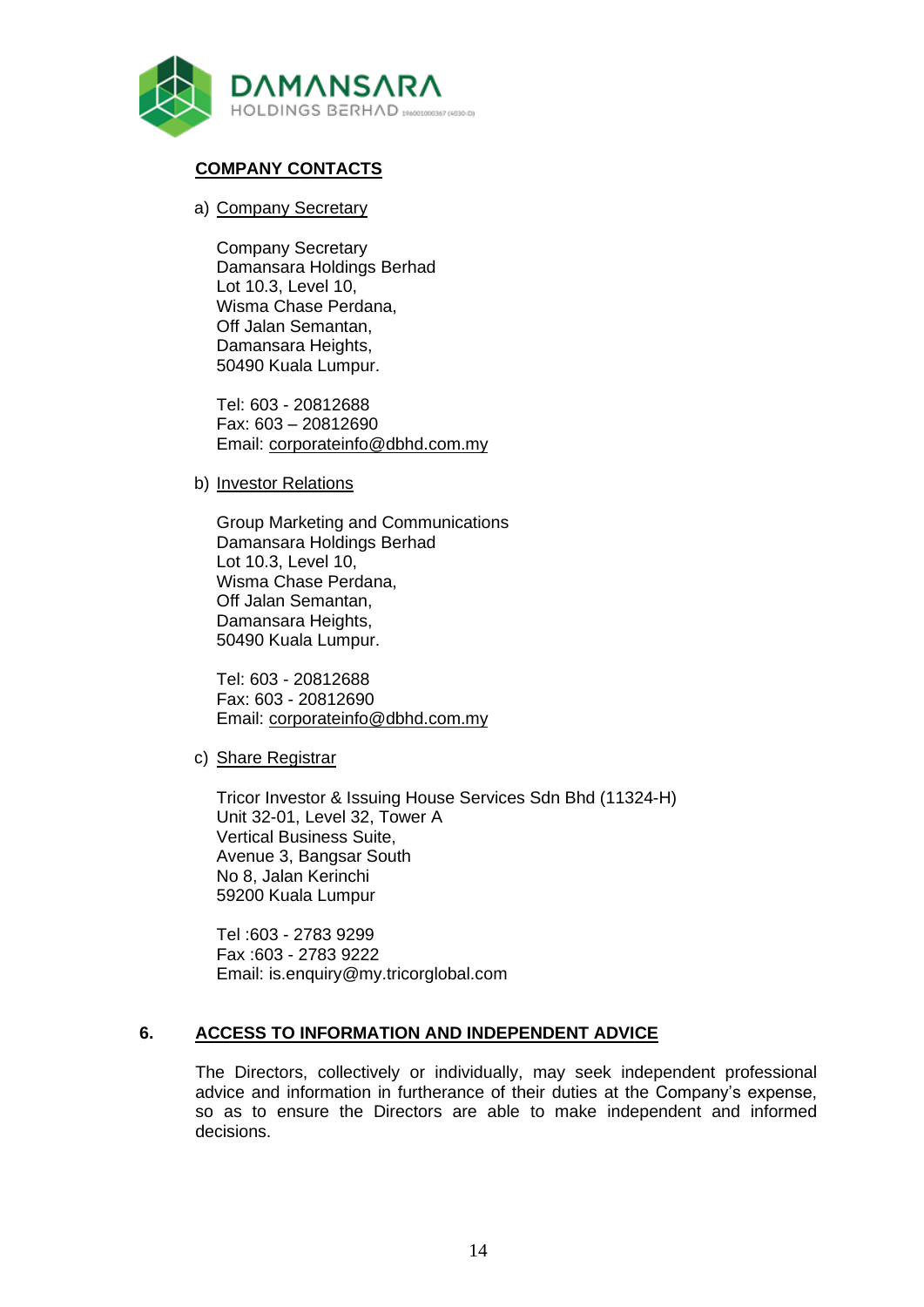## COMPANY CONTACTS

a) Company Secretary

Company Secretary
Damansara Holdings Berhad
Lot 10.3, Level 10,
Wisma Chase Perdana,
Off Jalan Semantan,
Damansara Heights,
50490 Kuala Lumpur.

Tel: 603 - 20812688
Fax: 603 – 20812690
Email: corporateinfo@dbhd.com.my

b) Investor Relations

Group Marketing and Communications
Damansara Holdings Berhad
Lot 10.3, Level 10,
Wisma Chase Perdana,
Off Jalan Semantan,
Damansara Heights,
50490 Kuala Lumpur.

Tel: 603 - 20812688
Fax: 603 - 20812690
Email: corporateinfo@dbhd.com.my

c) Share Registrar

Tricor Investor & Issuing House Services Sdn Bhd (11324-H)
Unit 32-01, Level 32, Tower A
Vertical Business Suite,
Avenue 3, Bangsar South
No 8, Jalan Kerinchi
59200 Kuala Lumpur

Tel :603 - 2783 9299
Fax :603 - 2783 9222
Email: is.enquiry@my.tricorglobal.com

## 6. ACCESS TO INFORMATION AND INDEPENDENT ADVICE

The Directors, collectively or individually, may seek independent professional advice and information in furtherance of their duties at the Company's expense, so as to ensure the Directors are able to make independent and informed decisions.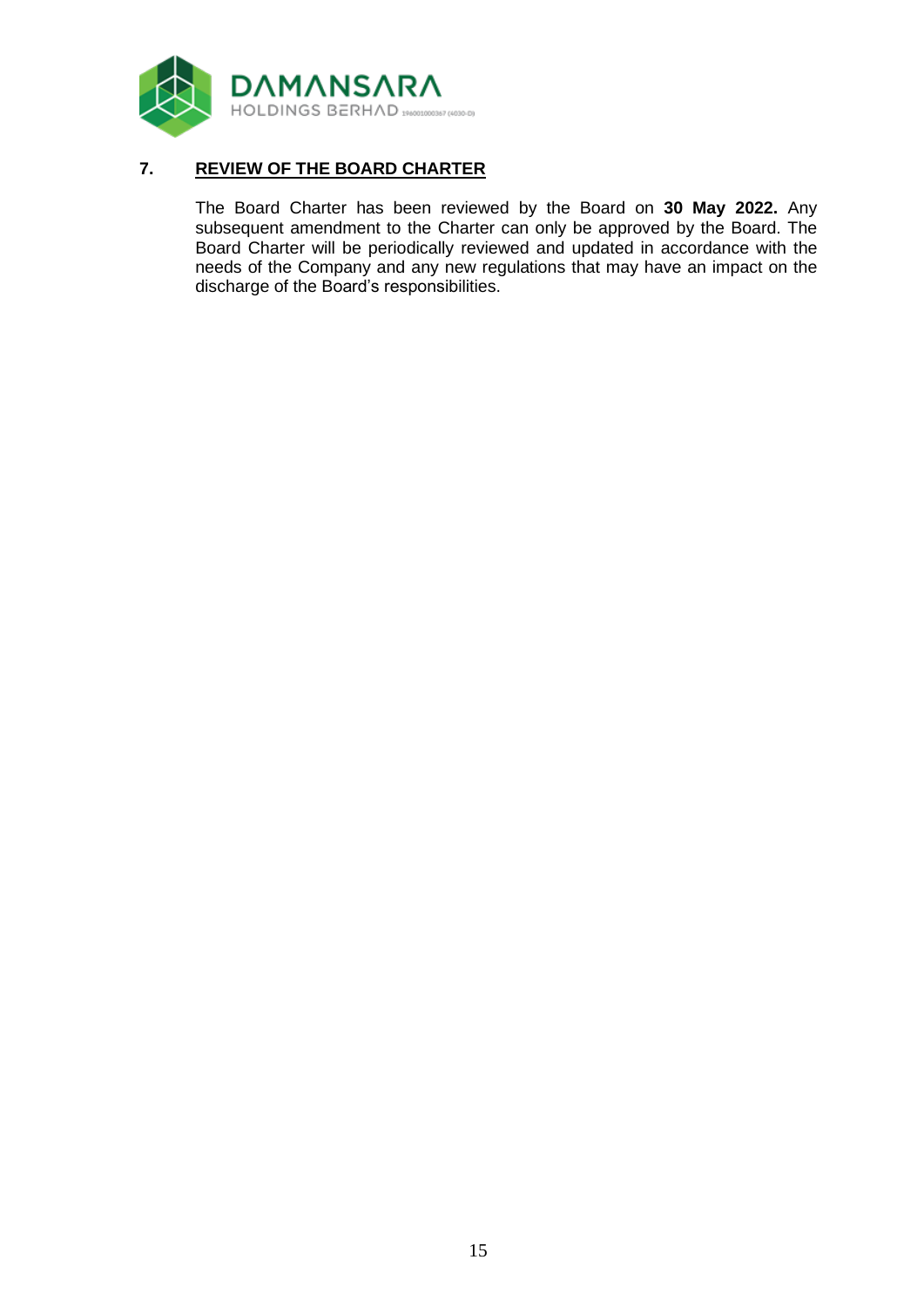## 7. REVIEW OF THE BOARD CHARTER

The Board Charter has been reviewed by the Board on **30 May 2022.** Any subsequent amendment to the Charter can only be approved by the Board. The Board Charter will be periodically reviewed and updated in accordance with the needs of the Company and any new regulations that may have an impact on the discharge of the Board's responsibilities.